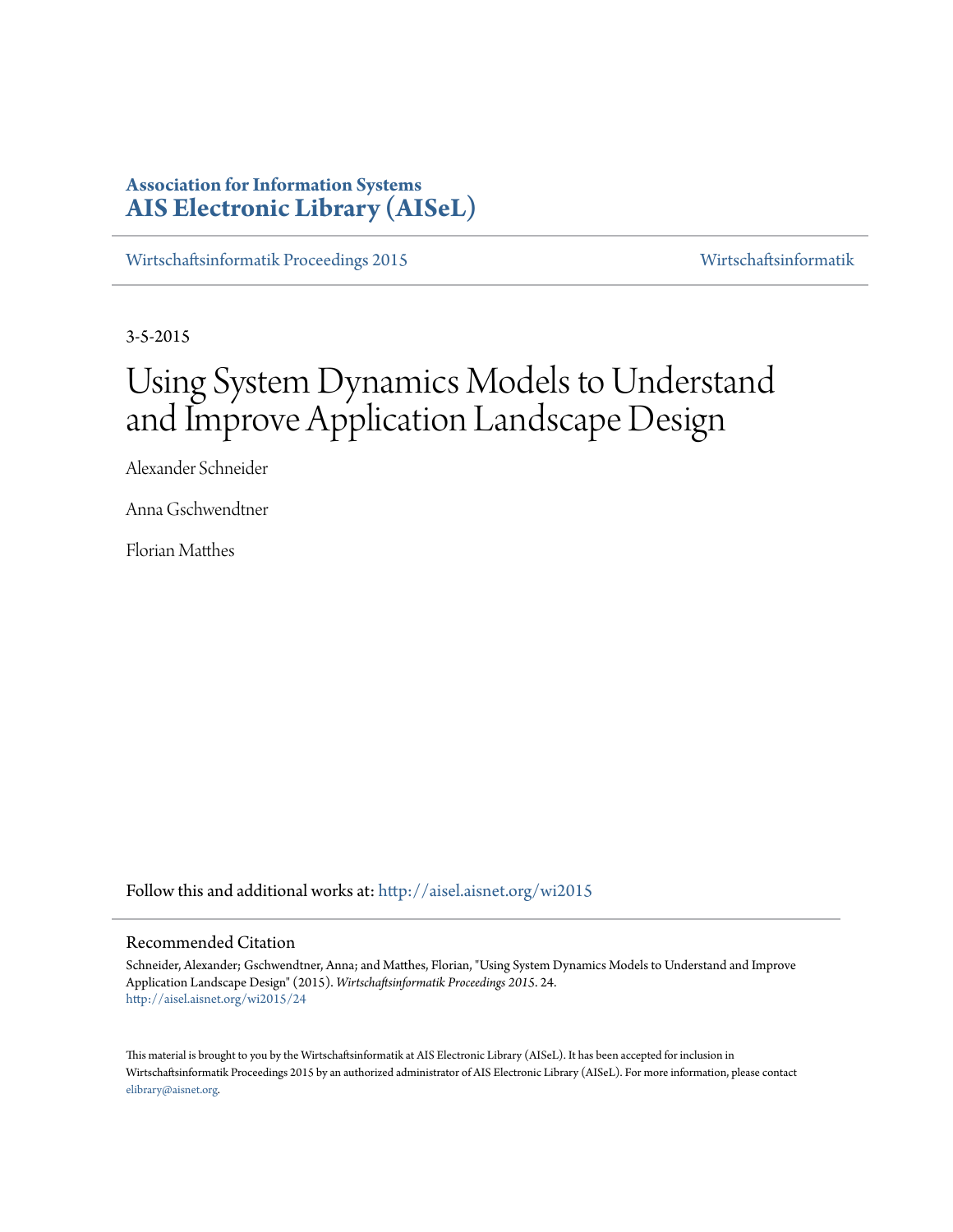**Association for Information Systems**
**AIS Electronic Library (AISeL)**

Wirtschaftsinformatik Proceedings 2015 | Wirtschaftsinformatik

3-5-2015

# Using System Dynamics Models to Understand and Improve Application Landscape Design

Alexander Schneider

Anna Gschwendtner

Florian Matthes

Follow this and additional works at: http://aisel.aisnet.org/wi2015

## Recommended Citation

Schneider, Alexander; Gschwendtner, Anna; and Matthes, Florian, "Using System Dynamics Models to Understand and Improve Application Landscape Design" (2015). *Wirtschaftsinformatik Proceedings 2015*. 24.
http://aisel.aisnet.org/wi2015/24

This material is brought to you by the Wirtschaftsinformatik at AIS Electronic Library (AISeL). It has been accepted for inclusion in Wirtschaftsinformatik Proceedings 2015 by an authorized administrator of AIS Electronic Library (AISeL). For more information, please contact elibrary@aisnet.org.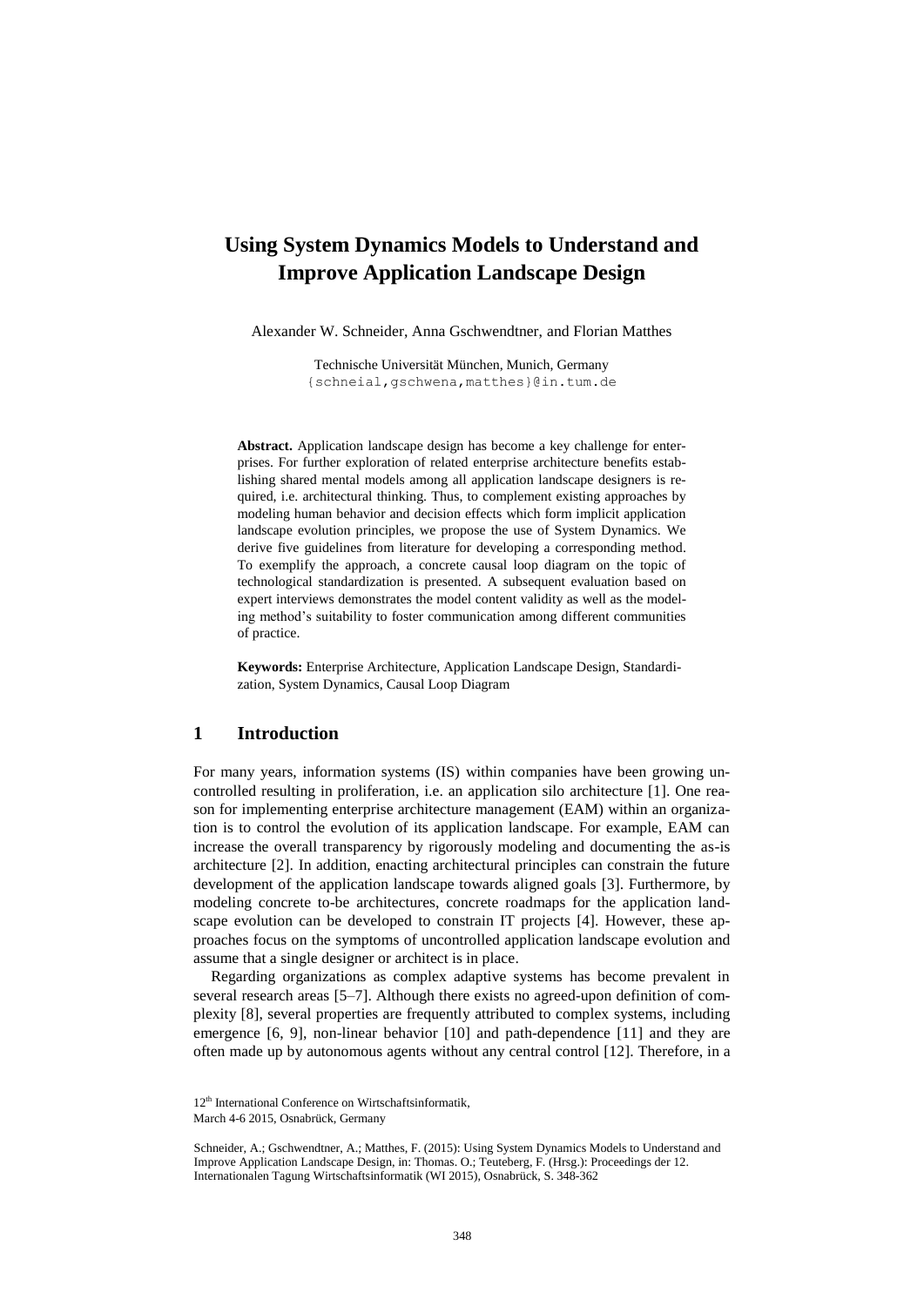# Using System Dynamics Models to Understand and Improve Application Landscape Design

Alexander W. Schneider, Anna Gschwendtner, and Florian Matthes

Technische Universität München, Munich, Germany
{schneial,gschwena,matthes}@in.tum.de

**Abstract.** Application landscape design has become a key challenge for enterprises. For further exploration of related enterprise architecture benefits establishing shared mental models among all application landscape designers is required, i.e. architectural thinking. Thus, to complement existing approaches by modeling human behavior and decision effects which form implicit application landscape evolution principles, we propose the use of System Dynamics. We derive five guidelines from literature for developing a corresponding method. To exemplify the approach, a concrete causal loop diagram on the topic of technological standardization is presented. A subsequent evaluation based on expert interviews demonstrates the model content validity as well as the modeling method's suitability to foster communication among different communities of practice.

**Keywords:** Enterprise Architecture, Application Landscape Design, Standardization, System Dynamics, Causal Loop Diagram

## 1 Introduction

For many years, information systems (IS) within companies have been growing uncontrolled resulting in proliferation, i.e. an application silo architecture [1]. One reason for implementing enterprise architecture management (EAM) within an organization is to control the evolution of its application landscape. For example, EAM can increase the overall transparency by rigorously modeling and documenting the as-is architecture [2]. In addition, enacting architectural principles can constrain the future development of the application landscape towards aligned goals [3]. Furthermore, by modeling concrete to-be architectures, concrete roadmaps for the application landscape evolution can be developed to constrain IT projects [4]. However, these approaches focus on the symptoms of uncontrolled application landscape evolution and assume that a single designer or architect is in place.

Regarding organizations as complex adaptive systems has become prevalent in several research areas [5–7]. Although there exists no agreed-upon definition of complexity [8], several properties are frequently attributed to complex systems, including emergence [6, 9], non-linear behavior [10] and path-dependence [11] and they are often made up by autonomous agents without any central control [12]. Therefore, in a

12th International Conference on Wirtschaftsinformatik,
March 4-6 2015, Osnabrück, Germany

Schneider, A.; Gschwendtner, A.; Matthes, F. (2015): Using System Dynamics Models to Understand and Improve Application Landscape Design, in: Thomas. O.; Teuteberg, F. (Hrsg.): Proceedings der 12. Internationalen Tagung Wirtschaftsinformatik (WI 2015), Osnabrück, S. 348-362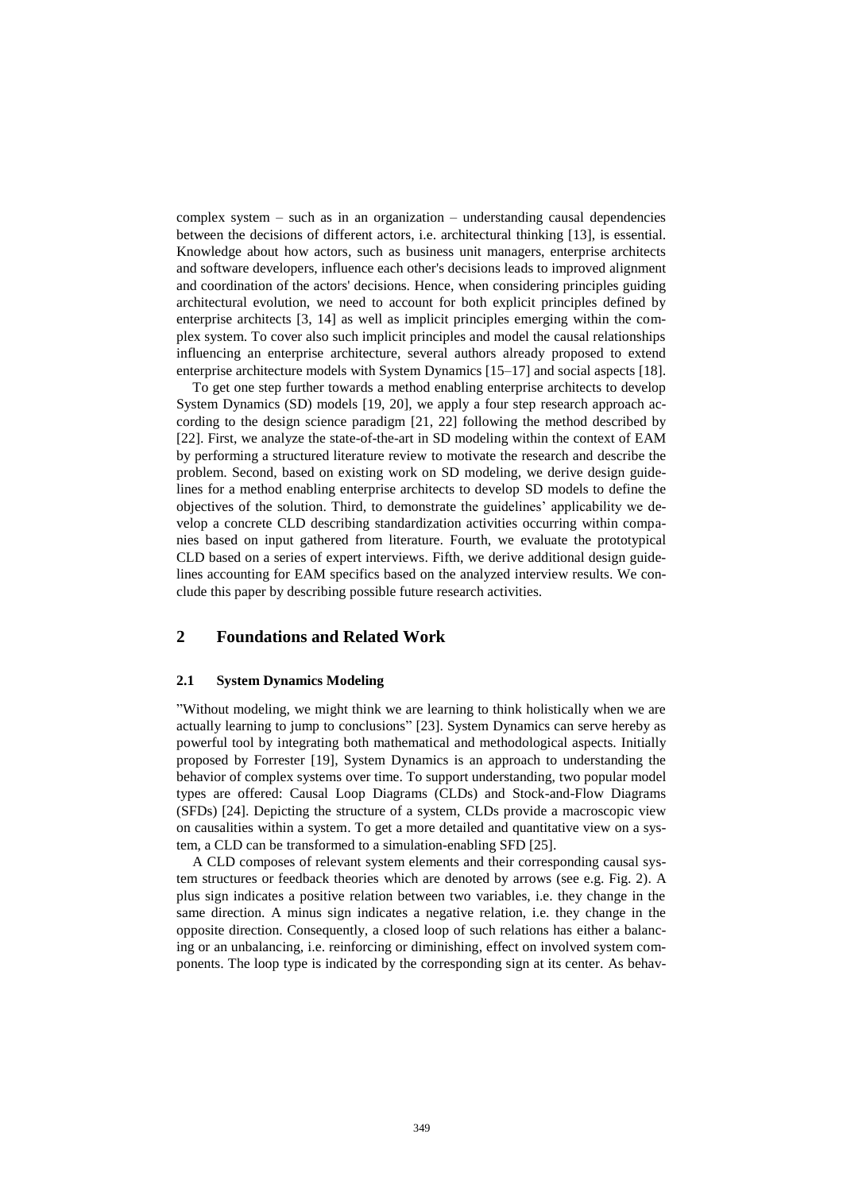complex system – such as in an organization – understanding causal dependencies between the decisions of different actors, i.e. architectural thinking [13], is essential. Knowledge about how actors, such as business unit managers, enterprise architects and software developers, influence each other's decisions leads to improved alignment and coordination of the actors' decisions. Hence, when considering principles guiding architectural evolution, we need to account for both explicit principles defined by enterprise architects [3, 14] as well as implicit principles emerging within the complex system. To cover also such implicit principles and model the causal relationships influencing an enterprise architecture, several authors already proposed to extend enterprise architecture models with System Dynamics [15–17] and social aspects [18].

To get one step further towards a method enabling enterprise architects to develop System Dynamics (SD) models [19, 20], we apply a four step research approach according to the design science paradigm [21, 22] following the method described by [22]. First, we analyze the state-of-the-art in SD modeling within the context of EAM by performing a structured literature review to motivate the research and describe the problem. Second, based on existing work on SD modeling, we derive design guidelines for a method enabling enterprise architects to develop SD models to define the objectives of the solution. Third, to demonstrate the guidelines' applicability we develop a concrete CLD describing standardization activities occurring within companies based on input gathered from literature. Fourth, we evaluate the prototypical CLD based on a series of expert interviews. Fifth, we derive additional design guidelines accounting for EAM specifics based on the analyzed interview results. We conclude this paper by describing possible future research activities.

## 2 Foundations and Related Work

### 2.1 System Dynamics Modeling

"Without modeling, we might think we are learning to think holistically when we are actually learning to jump to conclusions" [23]. System Dynamics can serve hereby as powerful tool by integrating both mathematical and methodological aspects. Initially proposed by Forrester [19], System Dynamics is an approach to understanding the behavior of complex systems over time. To support understanding, two popular model types are offered: Causal Loop Diagrams (CLDs) and Stock-and-Flow Diagrams (SFDs) [24]. Depicting the structure of a system, CLDs provide a macroscopic view on causalities within a system. To get a more detailed and quantitative view on a system, a CLD can be transformed to a simulation-enabling SFD [25].

A CLD composes of relevant system elements and their corresponding causal system structures or feedback theories which are denoted by arrows (see e.g. Fig. 2). A plus sign indicates a positive relation between two variables, i.e. they change in the same direction. A minus sign indicates a negative relation, i.e. they change in the opposite direction. Consequently, a closed loop of such relations has either a balancing or an unbalancing, i.e. reinforcing or diminishing, effect on involved system components. The loop type is indicated by the corresponding sign at its center. As behav-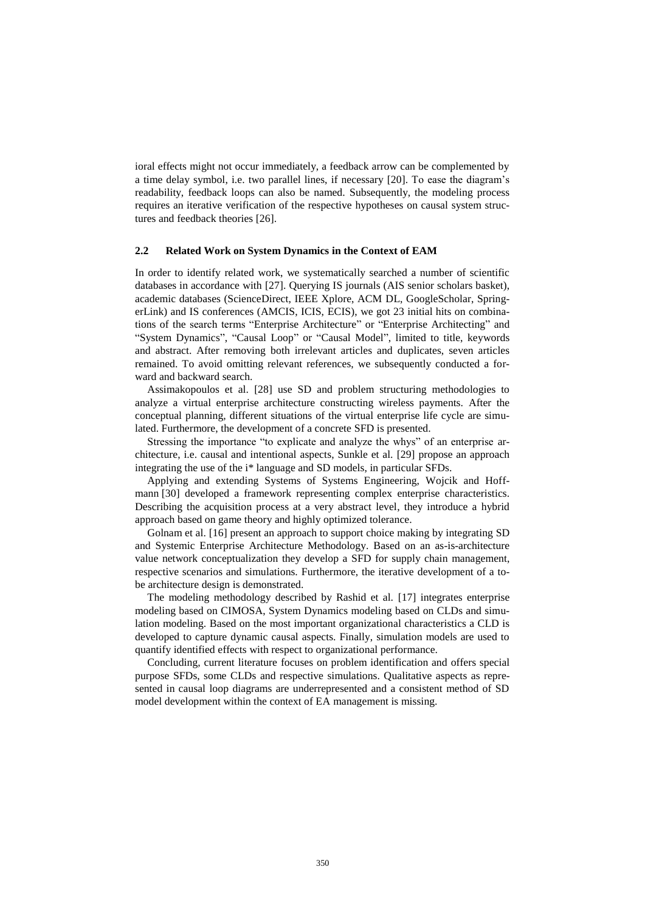ioral effects might not occur immediately, a feedback arrow can be complemented by a time delay symbol, i.e. two parallel lines, if necessary [20]. To ease the diagram's readability, feedback loops can also be named. Subsequently, the modeling process requires an iterative verification of the respective hypotheses on causal system structures and feedback theories [26].

### 2.2 Related Work on System Dynamics in the Context of EAM

In order to identify related work, we systematically searched a number of scientific databases in accordance with [27]. Querying IS journals (AIS senior scholars basket), academic databases (ScienceDirect, IEEE Xplore, ACM DL, GoogleScholar, SpringerLink) and IS conferences (AMCIS, ICIS, ECIS), we got 23 initial hits on combinations of the search terms "Enterprise Architecture" or "Enterprise Architecting" and "System Dynamics", "Causal Loop" or "Causal Model", limited to title, keywords and abstract. After removing both irrelevant articles and duplicates, seven articles remained. To avoid omitting relevant references, we subsequently conducted a forward and backward search.

Assimakopoulos et al. [28] use SD and problem structuring methodologies to analyze a virtual enterprise architecture constructing wireless payments. After the conceptual planning, different situations of the virtual enterprise life cycle are simulated. Furthermore, the development of a concrete SFD is presented.

Stressing the importance "to explicate and analyze the whys" of an enterprise architecture, i.e. causal and intentional aspects, Sunkle et al. [29] propose an approach integrating the use of the i* language and SD models, in particular SFDs.

Applying and extending Systems of Systems Engineering, Wojcik and Hoffmann [30] developed a framework representing complex enterprise characteristics. Describing the acquisition process at a very abstract level, they introduce a hybrid approach based on game theory and highly optimized tolerance.

Golnam et al. [16] present an approach to support choice making by integrating SD and Systemic Enterprise Architecture Methodology. Based on an as-is-architecture value network conceptualization they develop a SFD for supply chain management, respective scenarios and simulations. Furthermore, the iterative development of a to-be architecture design is demonstrated.

The modeling methodology described by Rashid et al. [17] integrates enterprise modeling based on CIMOSA, System Dynamics modeling based on CLDs and simulation modeling. Based on the most important organizational characteristics a CLD is developed to capture dynamic causal aspects. Finally, simulation models are used to quantify identified effects with respect to organizational performance.

Concluding, current literature focuses on problem identification and offers special purpose SFDs, some CLDs and respective simulations. Qualitative aspects as represented in causal loop diagrams are underrepresented and a consistent method of SD model development within the context of EA management is missing.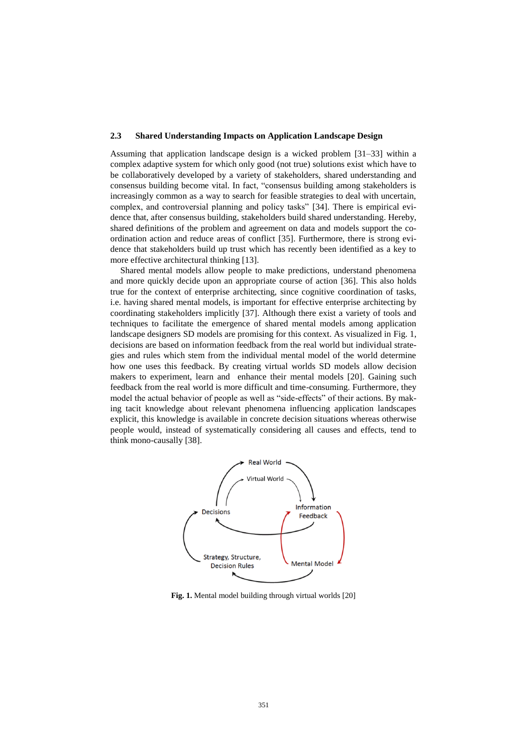### 2.3 Shared Understanding Impacts on Application Landscape Design

Assuming that application landscape design is a wicked problem [31–33] within a complex adaptive system for which only good (not true) solutions exist which have to be collaboratively developed by a variety of stakeholders, shared understanding and consensus building become vital. In fact, "consensus building among stakeholders is increasingly common as a way to search for feasible strategies to deal with uncertain, complex, and controversial planning and policy tasks" [34]. There is empirical evidence that, after consensus building, stakeholders build shared understanding. Hereby, shared definitions of the problem and agreement on data and models support the coordination action and reduce areas of conflict [35]. Furthermore, there is strong evidence that stakeholders build up trust which has recently been identified as a key to more effective architectural thinking [13].

Shared mental models allow people to make predictions, understand phenomena and more quickly decide upon an appropriate course of action [36]. This also holds true for the context of enterprise architecting, since cognitive coordination of tasks, i.e. having shared mental models, is important for effective enterprise architecting by coordinating stakeholders implicitly [37]. Although there exist a variety of tools and techniques to facilitate the emergence of shared mental models among application landscape designers SD models are promising for this context. As visualized in Fig. 1, decisions are based on information feedback from the real world but individual strategies and rules which stem from the individual mental model of the world determine how one uses this feedback. By creating virtual worlds SD models allow decision makers to experiment, learn and enhance their mental models [20]. Gaining such feedback from the real world is more difficult and time-consuming. Furthermore, they model the actual behavior of people as well as "side-effects" of their actions. By making tacit knowledge about relevant phenomena influencing application landscapes explicit, this knowledge is available in concrete decision situations whereas otherwise people would, instead of systematically considering all causes and effects, tend to think mono-causally [38].

**Fig. 1.** Mental model building through virtual worlds [20]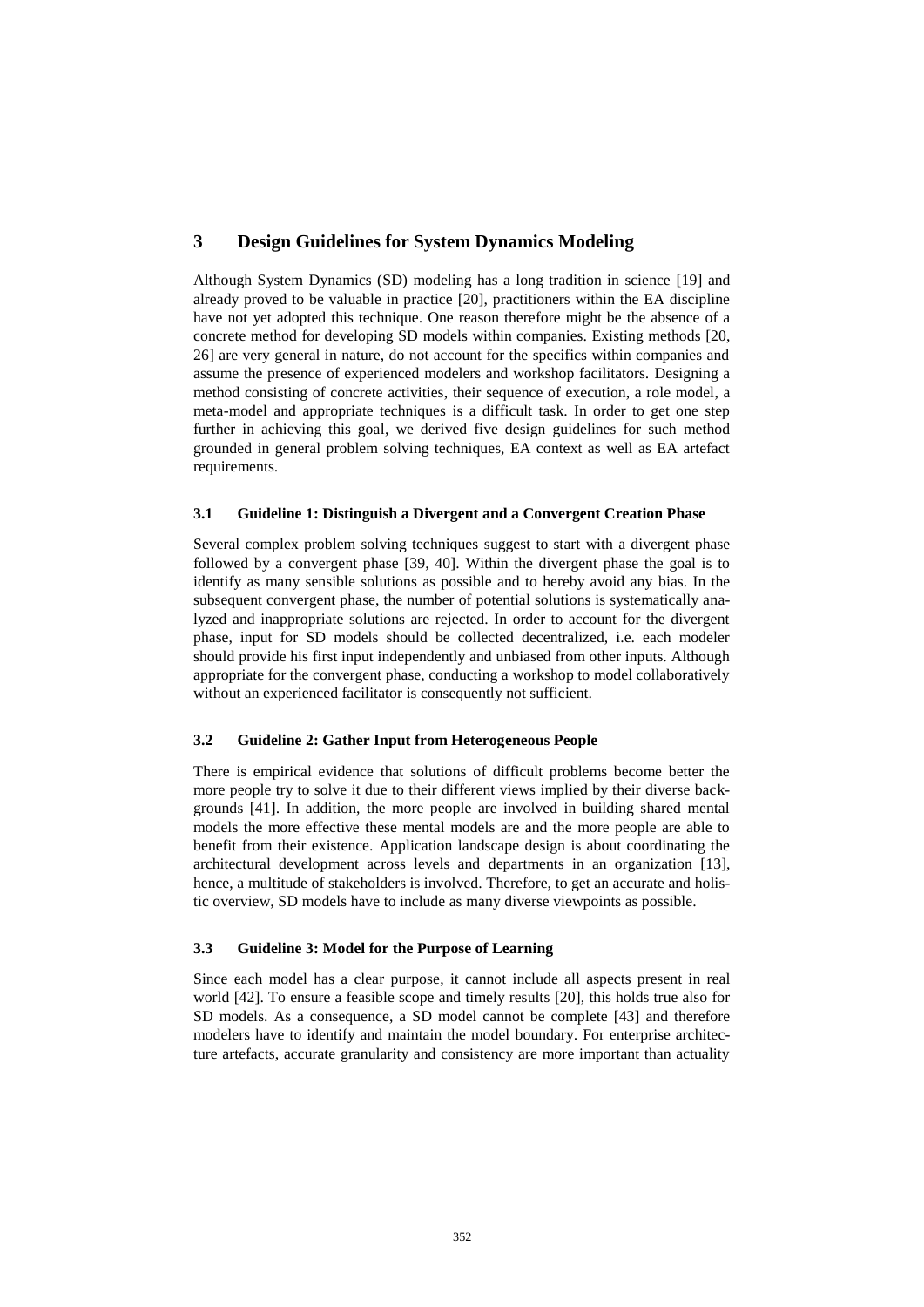# 3 Design Guidelines for System Dynamics Modeling

Although System Dynamics (SD) modeling has a long tradition in science [19] and already proved to be valuable in practice [20], practitioners within the EA discipline have not yet adopted this technique. One reason therefore might be the absence of a concrete method for developing SD models within companies. Existing methods [20, 26] are very general in nature, do not account for the specifics within companies and assume the presence of experienced modelers and workshop facilitators. Designing a method consisting of concrete activities, their sequence of execution, a role model, a meta-model and appropriate techniques is a difficult task. In order to get one step further in achieving this goal, we derived five design guidelines for such method grounded in general problem solving techniques, EA context as well as EA artefact requirements.

## 3.1 Guideline 1: Distinguish a Divergent and a Convergent Creation Phase

Several complex problem solving techniques suggest to start with a divergent phase followed by a convergent phase [39, 40]. Within the divergent phase the goal is to identify as many sensible solutions as possible and to hereby avoid any bias. In the subsequent convergent phase, the number of potential solutions is systematically analyzed and inappropriate solutions are rejected. In order to account for the divergent phase, input for SD models should be collected decentralized, i.e. each modeler should provide his first input independently and unbiased from other inputs. Although appropriate for the convergent phase, conducting a workshop to model collaboratively without an experienced facilitator is consequently not sufficient.

## 3.2 Guideline 2: Gather Input from Heterogeneous People

There is empirical evidence that solutions of difficult problems become better the more people try to solve it due to their different views implied by their diverse backgrounds [41]. In addition, the more people are involved in building shared mental models the more effective these mental models are and the more people are able to benefit from their existence. Application landscape design is about coordinating the architectural development across levels and departments in an organization [13], hence, a multitude of stakeholders is involved. Therefore, to get an accurate and holistic overview, SD models have to include as many diverse viewpoints as possible.

## 3.3 Guideline 3: Model for the Purpose of Learning

Since each model has a clear purpose, it cannot include all aspects present in real world [42]. To ensure a feasible scope and timely results [20], this holds true also for SD models. As a consequence, a SD model cannot be complete [43] and therefore modelers have to identify and maintain the model boundary. For enterprise architecture artefacts, accurate granularity and consistency are more important than actuality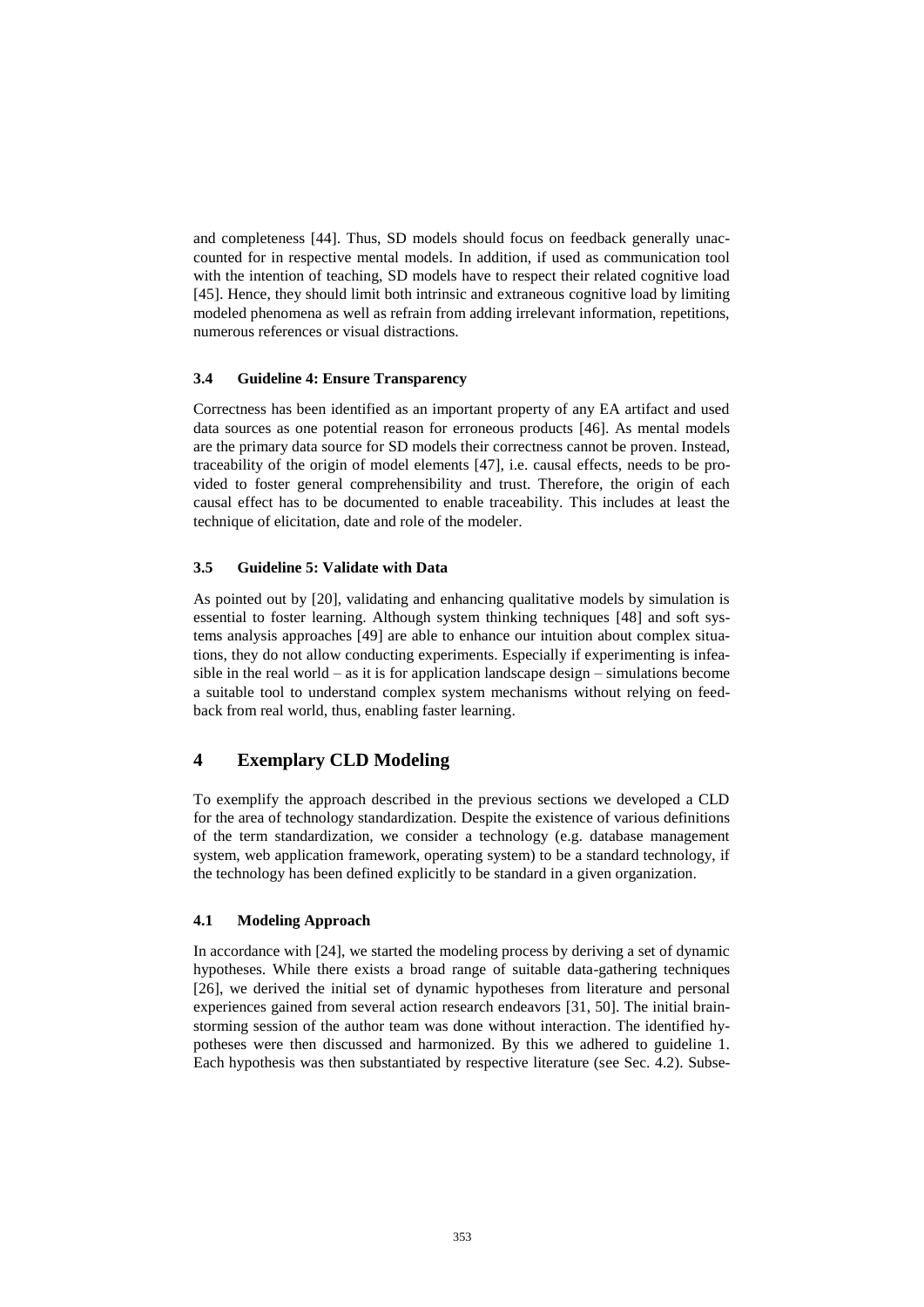and completeness [44]. Thus, SD models should focus on feedback generally unaccounted for in respective mental models. In addition, if used as communication tool with the intention of teaching, SD models have to respect their related cognitive load [45]. Hence, they should limit both intrinsic and extraneous cognitive load by limiting modeled phenomena as well as refrain from adding irrelevant information, repetitions, numerous references or visual distractions.

### 3.4 Guideline 4: Ensure Transparency

Correctness has been identified as an important property of any EA artifact and used data sources as one potential reason for erroneous products [46]. As mental models are the primary data source for SD models their correctness cannot be proven. Instead, traceability of the origin of model elements [47], i.e. causal effects, needs to be provided to foster general comprehensibility and trust. Therefore, the origin of each causal effect has to be documented to enable traceability. This includes at least the technique of elicitation, date and role of the modeler.

### 3.5 Guideline 5: Validate with Data

As pointed out by [20], validating and enhancing qualitative models by simulation is essential to foster learning. Although system thinking techniques [48] and soft systems analysis approaches [49] are able to enhance our intuition about complex situations, they do not allow conducting experiments. Especially if experimenting is infeasible in the real world – as it is for application landscape design – simulations become a suitable tool to understand complex system mechanisms without relying on feedback from real world, thus, enabling faster learning.

## 4 Exemplary CLD Modeling

To exemplify the approach described in the previous sections we developed a CLD for the area of technology standardization. Despite the existence of various definitions of the term standardization, we consider a technology (e.g. database management system, web application framework, operating system) to be a standard technology, if the technology has been defined explicitly to be standard in a given organization.

### 4.1 Modeling Approach

In accordance with [24], we started the modeling process by deriving a set of dynamic hypotheses. While there exists a broad range of suitable data-gathering techniques [26], we derived the initial set of dynamic hypotheses from literature and personal experiences gained from several action research endeavors [31, 50]. The initial brainstorming session of the author team was done without interaction. The identified hypotheses were then discussed and harmonized. By this we adhered to guideline 1. Each hypothesis was then substantiated by respective literature (see Sec. 4.2). Subse-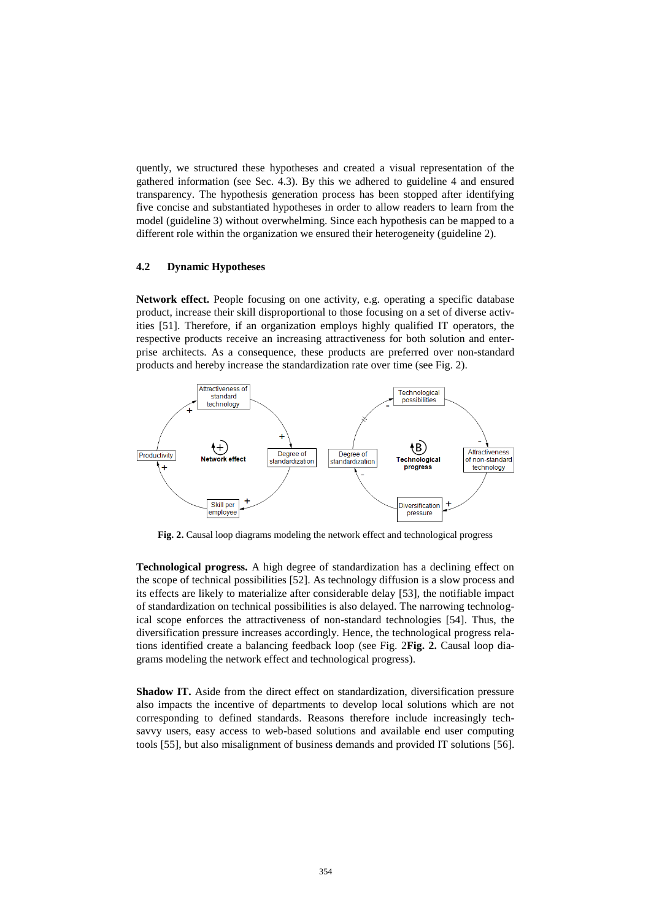quently, we structured these hypotheses and created a visual representation of the gathered information (see Sec. 4.3). By this we adhered to guideline 4 and ensured transparency. The hypothesis generation process has been stopped after identifying five concise and substantiated hypotheses in order to allow readers to learn from the model (guideline 3) without overwhelming. Since each hypothesis can be mapped to a different role within the organization we ensured their heterogeneity (guideline 2).

### 4.2 Dynamic Hypotheses

**Network effect.** People focusing on one activity, e.g. operating a specific database product, increase their skill disproportional to those focusing on a set of diverse activities [51]. Therefore, if an organization employs highly qualified IT operators, the respective products receive an increasing attractiveness for both solution and enterprise architects. As a consequence, these products are preferred over non-standard products and hereby increase the standardization rate over time (see Fig. 2).

**Fig. 2.** Causal loop diagrams modeling the network effect and technological progress

**Technological progress.** A high degree of standardization has a declining effect on the scope of technical possibilities [52]. As technology diffusion is a slow process and its effects are likely to materialize after considerable delay [53], the notifiable impact of standardization on technical possibilities is also delayed. The narrowing technological scope enforces the attractiveness of non-standard technologies [54]. Thus, the diversification pressure increases accordingly. Hence, the technological progress relations identified create a balancing feedback loop (see Fig. 2**Fig. 2.** Causal loop diagrams modeling the network effect and technological progress).

**Shadow IT.** Aside from the direct effect on standardization, diversification pressure also impacts the incentive of departments to develop local solutions which are not corresponding to defined standards. Reasons therefore include increasingly tech-savvy users, easy access to web-based solutions and available end user computing tools [55], but also misalignment of business demands and provided IT solutions [56].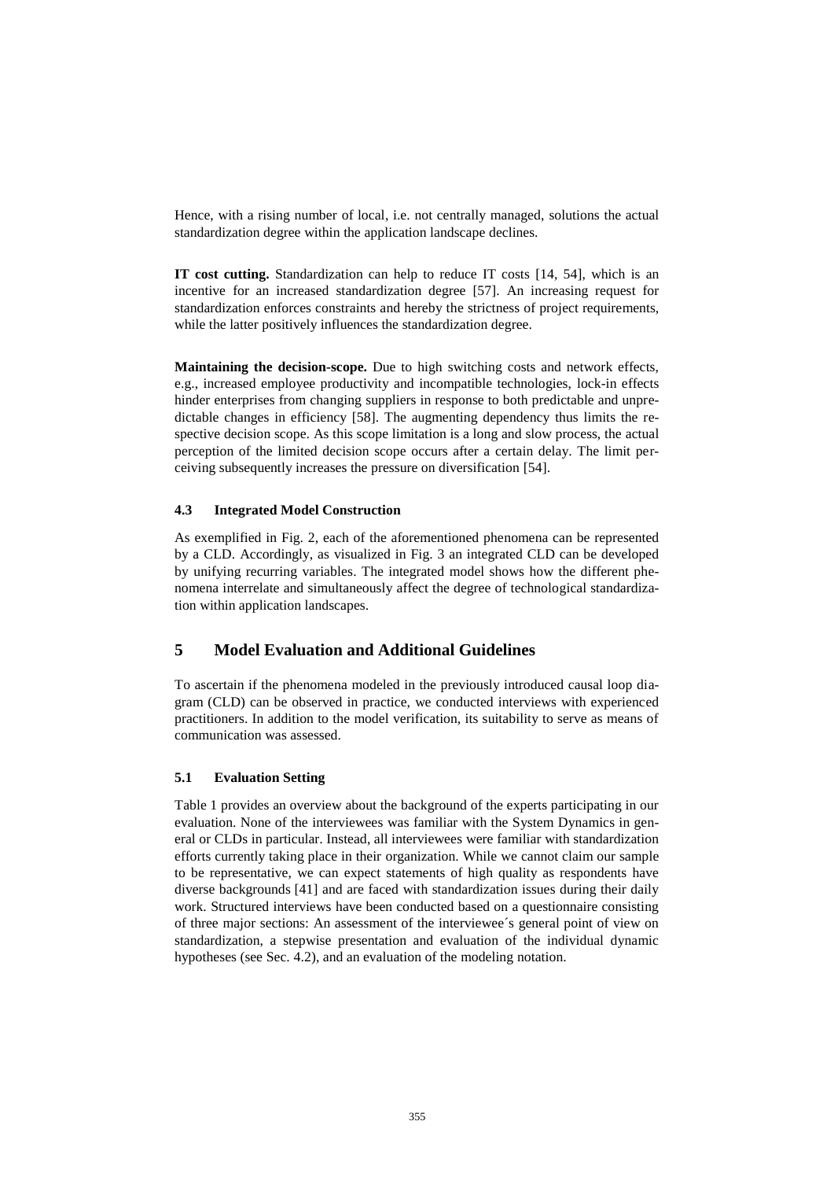Hence, with a rising number of local, i.e. not centrally managed, solutions the actual standardization degree within the application landscape declines.

**IT cost cutting.** Standardization can help to reduce IT costs [14, 54], which is an incentive for an increased standardization degree [57]. An increasing request for standardization enforces constraints and hereby the strictness of project requirements, while the latter positively influences the standardization degree.

**Maintaining the decision-scope.** Due to high switching costs and network effects, e.g., increased employee productivity and incompatible technologies, lock-in effects hinder enterprises from changing suppliers in response to both predictable and unpredictable changes in efficiency [58]. The augmenting dependency thus limits the respective decision scope. As this scope limitation is a long and slow process, the actual perception of the limited decision scope occurs after a certain delay. The limit perceiving subsequently increases the pressure on diversification [54].

### 4.3 Integrated Model Construction

As exemplified in Fig. 2, each of the aforementioned phenomena can be represented by a CLD. Accordingly, as visualized in Fig. 3 an integrated CLD can be developed by unifying recurring variables. The integrated model shows how the different phenomena interrelate and simultaneously affect the degree of technological standardization within application landscapes.

## 5 Model Evaluation and Additional Guidelines

To ascertain if the phenomena modeled in the previously introduced causal loop diagram (CLD) can be observed in practice, we conducted interviews with experienced practitioners. In addition to the model verification, its suitability to serve as means of communication was assessed.

### 5.1 Evaluation Setting

Table 1 provides an overview about the background of the experts participating in our evaluation. None of the interviewees was familiar with the System Dynamics in general or CLDs in particular. Instead, all interviewees were familiar with standardization efforts currently taking place in their organization. While we cannot claim our sample to be representative, we can expect statements of high quality as respondents have diverse backgrounds [41] and are faced with standardization issues during their daily work. Structured interviews have been conducted based on a questionnaire consisting of three major sections: An assessment of the interviewee´s general point of view on standardization, a stepwise presentation and evaluation of the individual dynamic hypotheses (see Sec. 4.2), and an evaluation of the modeling notation.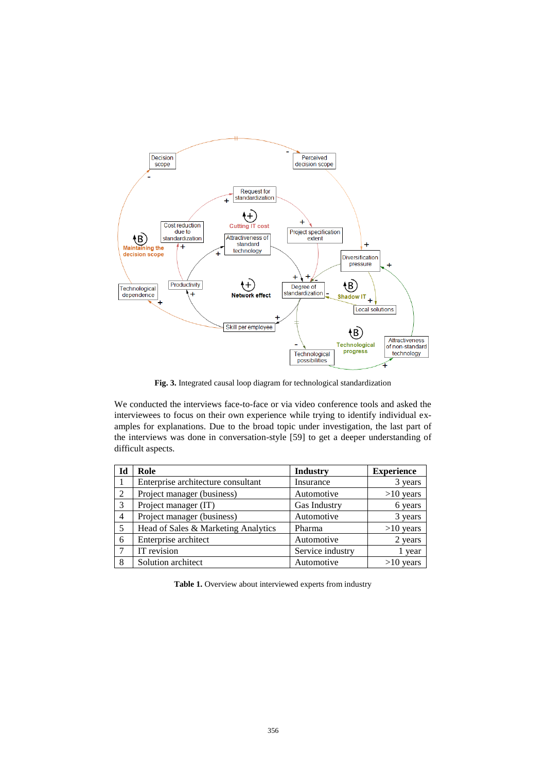**Fig. 3.** Integrated causal loop diagram for technological standardization

We conducted the interviews face-to-face or via video conference tools and asked the interviewees to focus on their own experience while trying to identify individual examples for explanations. Due to the broad topic under investigation, the last part of the interviews was done in conversation-style [59] to get a deeper understanding of difficult aspects.

| Id | Role | Industry | Experience |
|---|---|---|---|
| 1 | Enterprise architecture consultant | Insurance | 3 years |
| 2 | Project manager (business) | Automotive | >10 years |
| 3 | Project manager (IT) | Gas Industry | 6 years |
| 4 | Project manager (business) | Automotive | 3 years |
| 5 | Head of Sales & Marketing Analytics | Pharma | >10 years |
| 6 | Enterprise architect | Automotive | 2 years |
| 7 | IT revision | Service industry | 1 year |
| 8 | Solution architect | Automotive | >10 years |

**Table 1.** Overview about interviewed experts from industry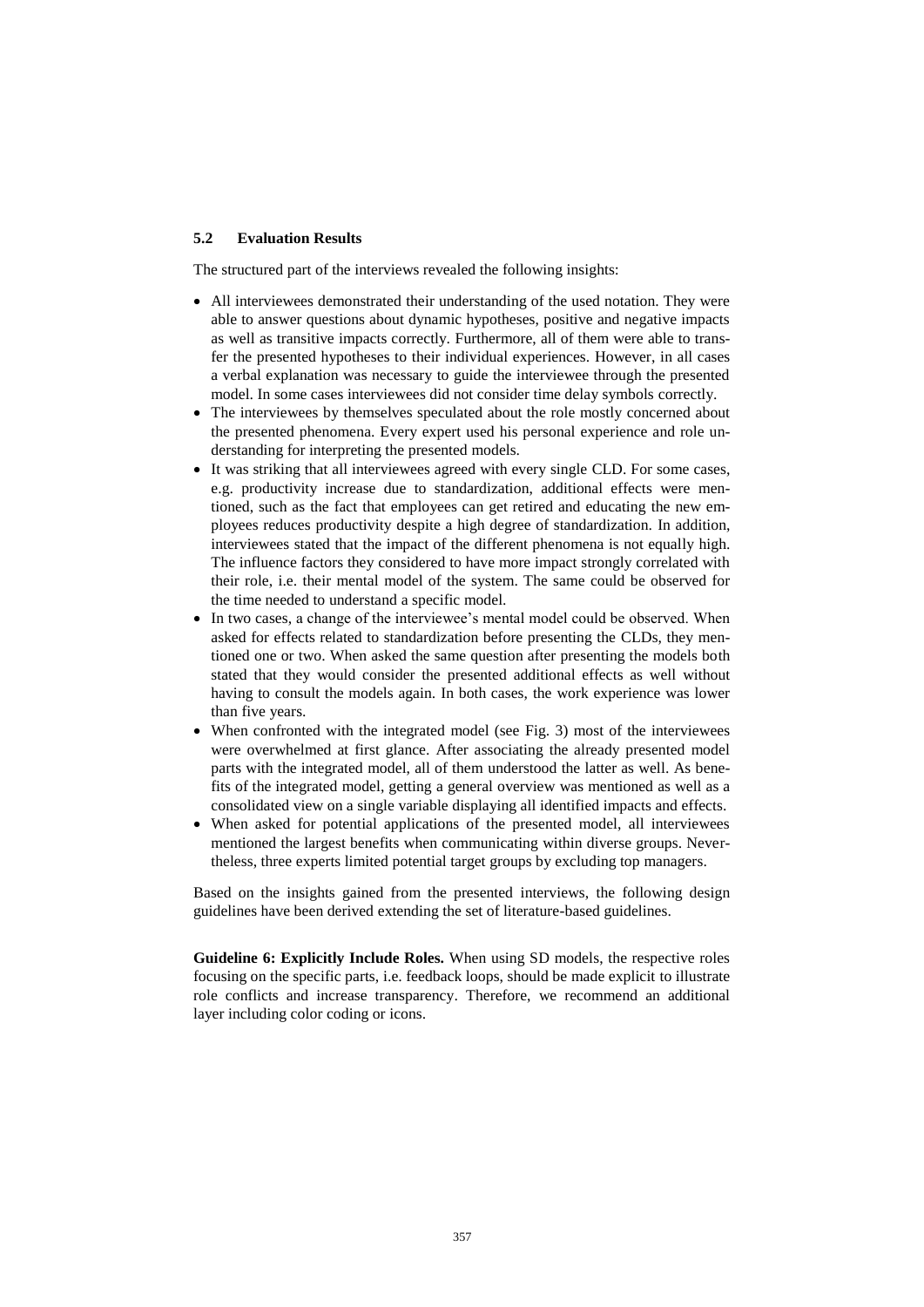### 5.2 Evaluation Results

The structured part of the interviews revealed the following insights:

- All interviewees demonstrated their understanding of the used notation. They were able to answer questions about dynamic hypotheses, positive and negative impacts as well as transitive impacts correctly. Furthermore, all of them were able to transfer the presented hypotheses to their individual experiences. However, in all cases a verbal explanation was necessary to guide the interviewee through the presented model. In some cases interviewees did not consider time delay symbols correctly.
- The interviewees by themselves speculated about the role mostly concerned about the presented phenomena. Every expert used his personal experience and role understanding for interpreting the presented models.
- It was striking that all interviewees agreed with every single CLD. For some cases, e.g. productivity increase due to standardization, additional effects were mentioned, such as the fact that employees can get retired and educating the new employees reduces productivity despite a high degree of standardization. In addition, interviewees stated that the impact of the different phenomena is not equally high. The influence factors they considered to have more impact strongly correlated with their role, i.e. their mental model of the system. The same could be observed for the time needed to understand a specific model.
- In two cases, a change of the interviewee's mental model could be observed. When asked for effects related to standardization before presenting the CLDs, they mentioned one or two. When asked the same question after presenting the models both stated that they would consider the presented additional effects as well without having to consult the models again. In both cases, the work experience was lower than five years.
- When confronted with the integrated model (see Fig. 3) most of the interviewees were overwhelmed at first glance. After associating the already presented model parts with the integrated model, all of them understood the latter as well. As benefits of the integrated model, getting a general overview was mentioned as well as a consolidated view on a single variable displaying all identified impacts and effects.
- When asked for potential applications of the presented model, all interviewees mentioned the largest benefits when communicating within diverse groups. Nevertheless, three experts limited potential target groups by excluding top managers.

Based on the insights gained from the presented interviews, the following design guidelines have been derived extending the set of literature-based guidelines.

**Guideline 6: Explicitly Include Roles.** When using SD models, the respective roles focusing on the specific parts, i.e. feedback loops, should be made explicit to illustrate role conflicts and increase transparency. Therefore, we recommend an additional layer including color coding or icons.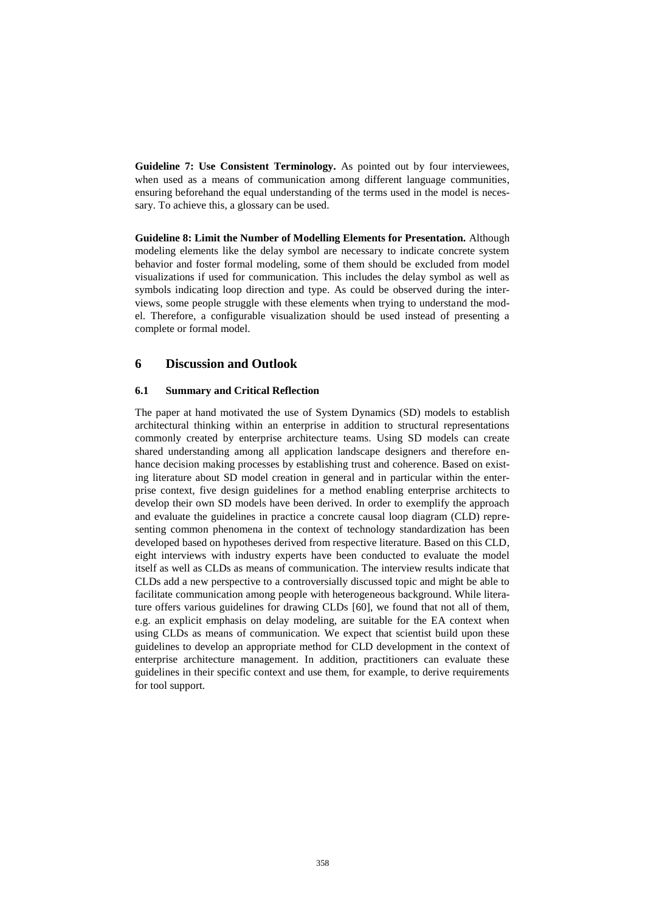**Guideline 7: Use Consistent Terminology.** As pointed out by four interviewees, when used as a means of communication among different language communities, ensuring beforehand the equal understanding of the terms used in the model is necessary. To achieve this, a glossary can be used.

**Guideline 8: Limit the Number of Modelling Elements for Presentation.** Although modeling elements like the delay symbol are necessary to indicate concrete system behavior and foster formal modeling, some of them should be excluded from model visualizations if used for communication. This includes the delay symbol as well as symbols indicating loop direction and type. As could be observed during the interviews, some people struggle with these elements when trying to understand the model. Therefore, a configurable visualization should be used instead of presenting a complete or formal model.

## 6 Discussion and Outlook

### 6.1 Summary and Critical Reflection

The paper at hand motivated the use of System Dynamics (SD) models to establish architectural thinking within an enterprise in addition to structural representations commonly created by enterprise architecture teams. Using SD models can create shared understanding among all application landscape designers and therefore enhance decision making processes by establishing trust and coherence. Based on existing literature about SD model creation in general and in particular within the enterprise context, five design guidelines for a method enabling enterprise architects to develop their own SD models have been derived. In order to exemplify the approach and evaluate the guidelines in practice a concrete causal loop diagram (CLD) representing common phenomena in the context of technology standardization has been developed based on hypotheses derived from respective literature. Based on this CLD, eight interviews with industry experts have been conducted to evaluate the model itself as well as CLDs as means of communication. The interview results indicate that CLDs add a new perspective to a controversially discussed topic and might be able to facilitate communication among people with heterogeneous background. While literature offers various guidelines for drawing CLDs [60], we found that not all of them, e.g. an explicit emphasis on delay modeling, are suitable for the EA context when using CLDs as means of communication. We expect that scientist build upon these guidelines to develop an appropriate method for CLD development in the context of enterprise architecture management. In addition, practitioners can evaluate these guidelines in their specific context and use them, for example, to derive requirements for tool support.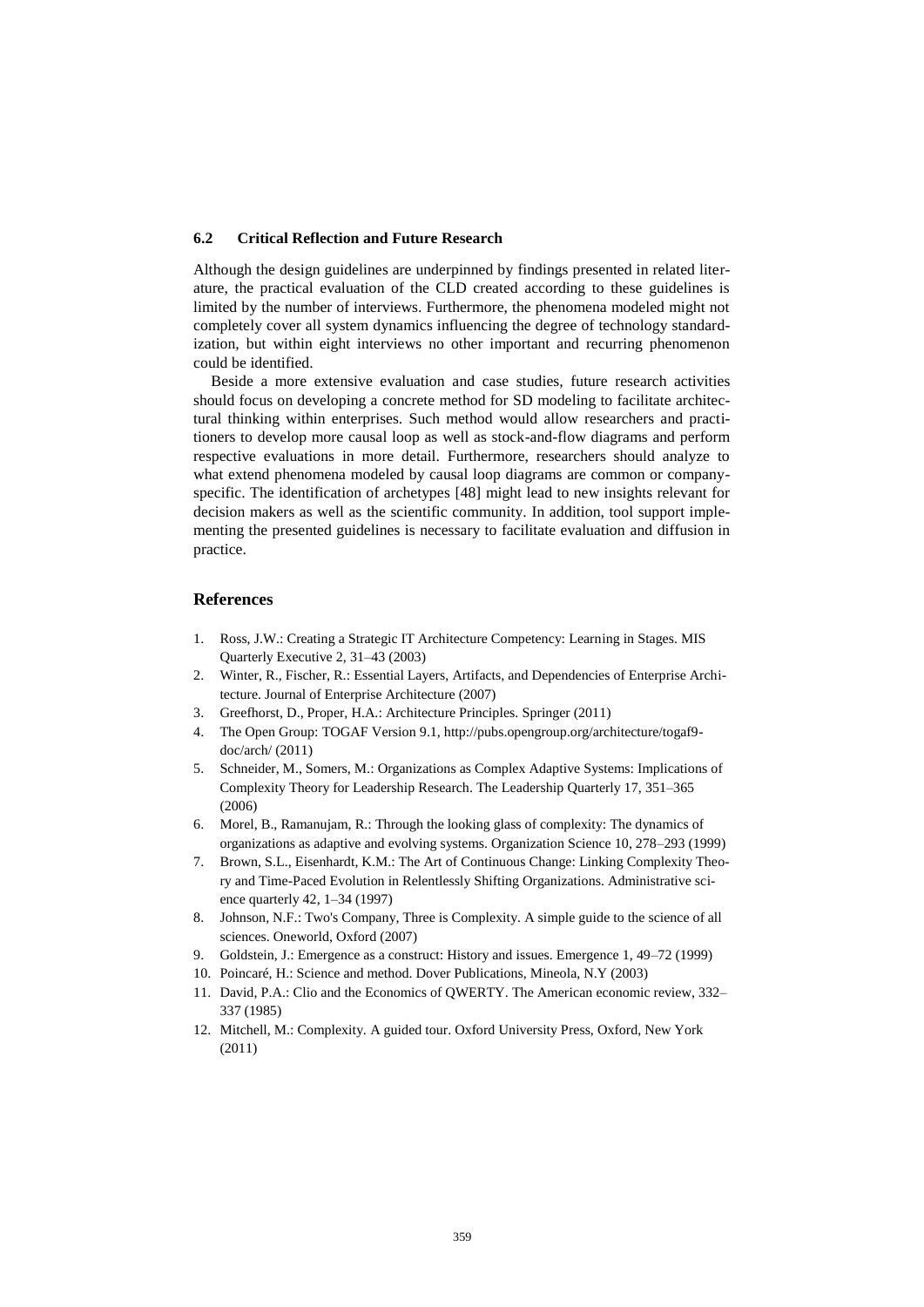### 6.2 Critical Reflection and Future Research

Although the design guidelines are underpinned by findings presented in related literature, the practical evaluation of the CLD created according to these guidelines is limited by the number of interviews. Furthermore, the phenomena modeled might not completely cover all system dynamics influencing the degree of technology standardization, but within eight interviews no other important and recurring phenomenon could be identified.

Beside a more extensive evaluation and case studies, future research activities should focus on developing a concrete method for SD modeling to facilitate architectural thinking within enterprises. Such method would allow researchers and practitioners to develop more causal loop as well as stock-and-flow diagrams and perform respective evaluations in more detail. Furthermore, researchers should analyze to what extend phenomena modeled by causal loop diagrams are common or company-specific. The identification of archetypes [48] might lead to new insights relevant for decision makers as well as the scientific community. In addition, tool support implementing the presented guidelines is necessary to facilitate evaluation and diffusion in practice.

## References

1. Ross, J.W.: Creating a Strategic IT Architecture Competency: Learning in Stages. MIS Quarterly Executive 2, 31–43 (2003)
2. Winter, R., Fischer, R.: Essential Layers, Artifacts, and Dependencies of Enterprise Architecture. Journal of Enterprise Architecture (2007)
3. Greefhorst, D., Proper, H.A.: Architecture Principles. Springer (2011)
4. The Open Group: TOGAF Version 9.1, http://pubs.opengroup.org/architecture/togaf9-doc/arch/ (2011)
5. Schneider, M., Somers, M.: Organizations as Complex Adaptive Systems: Implications of Complexity Theory for Leadership Research. The Leadership Quarterly 17, 351–365 (2006)
6. Morel, B., Ramanujam, R.: Through the looking glass of complexity: The dynamics of organizations as adaptive and evolving systems. Organization Science 10, 278–293 (1999)
7. Brown, S.L., Eisenhardt, K.M.: The Art of Continuous Change: Linking Complexity Theory and Time-Paced Evolution in Relentlessly Shifting Organizations. Administrative science quarterly 42, 1–34 (1997)
8. Johnson, N.F.: Two's Company, Three is Complexity. A simple guide to the science of all sciences. Oneworld, Oxford (2007)
9. Goldstein, J.: Emergence as a construct: History and issues. Emergence 1, 49–72 (1999)
10. Poincaré, H.: Science and method. Dover Publications, Mineola, N.Y (2003)
11. David, P.A.: Clio and the Economics of QWERTY. The American economic review, 332–337 (1985)
12. Mitchell, M.: Complexity. A guided tour. Oxford University Press, Oxford, New York (2011)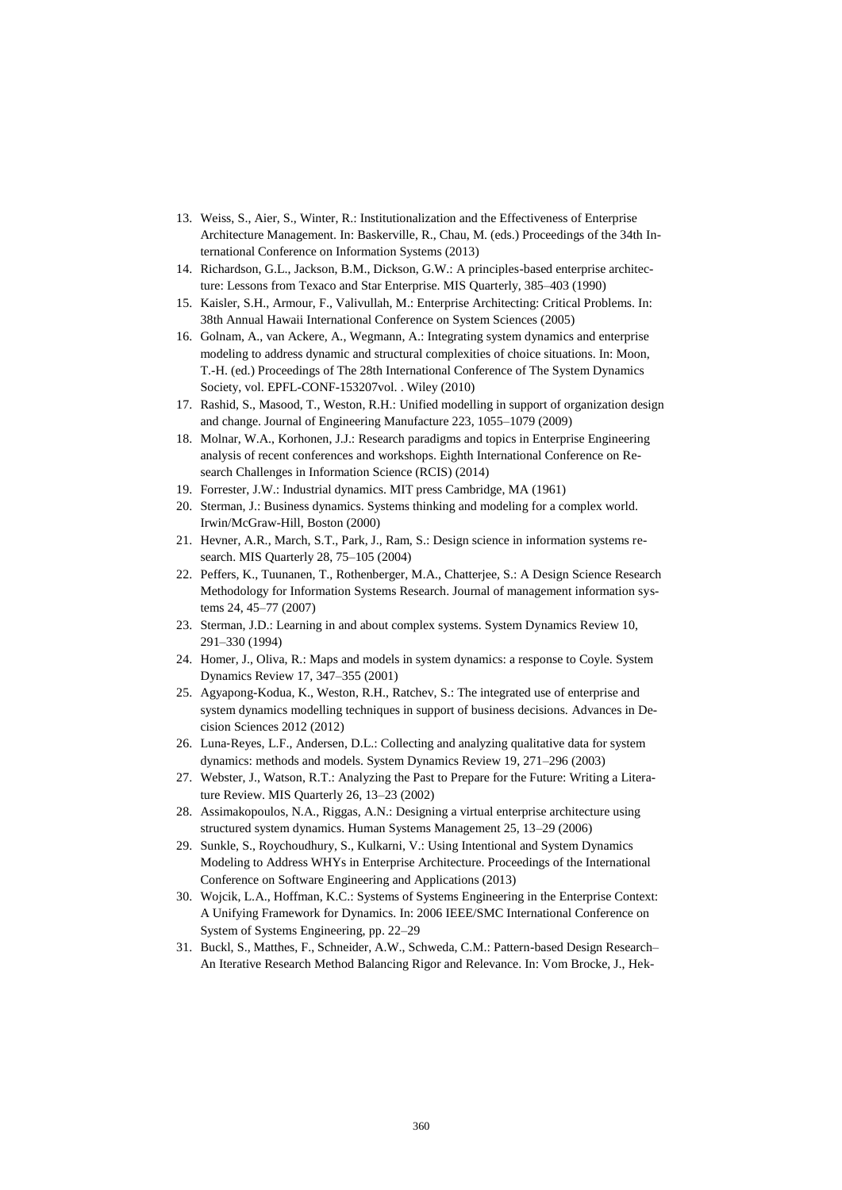13. Weiss, S., Aier, S., Winter, R.: Institutionalization and the Effectiveness of Enterprise Architecture Management. In: Baskerville, R., Chau, M. (eds.) Proceedings of the 34th International Conference on Information Systems (2013)
14. Richardson, G.L., Jackson, B.M., Dickson, G.W.: A principles-based enterprise architecture: Lessons from Texaco and Star Enterprise. MIS Quarterly, 385–403 (1990)
15. Kaisler, S.H., Armour, F., Valivullah, M.: Enterprise Architecting: Critical Problems. In: 38th Annual Hawaii International Conference on System Sciences (2005)
16. Golnam, A., van Ackere, A., Wegmann, A.: Integrating system dynamics and enterprise modeling to address dynamic and structural complexities of choice situations. In: Moon, T.-H. (ed.) Proceedings of The 28th International Conference of The System Dynamics Society, vol. EPFL-CONF-153207vol. . Wiley (2010)
17. Rashid, S., Masood, T., Weston, R.H.: Unified modelling in support of organization design and change. Journal of Engineering Manufacture 223, 1055–1079 (2009)
18. Molnar, W.A., Korhonen, J.J.: Research paradigms and topics in Enterprise Engineering analysis of recent conferences and workshops. Eighth International Conference on Research Challenges in Information Science (RCIS) (2014)
19. Forrester, J.W.: Industrial dynamics. MIT press Cambridge, MA (1961)
20. Sterman, J.: Business dynamics. Systems thinking and modeling for a complex world. Irwin/McGraw-Hill, Boston (2000)
21. Hevner, A.R., March, S.T., Park, J., Ram, S.: Design science in information systems research. MIS Quarterly 28, 75–105 (2004)
22. Peffers, K., Tuunanen, T., Rothenberger, M.A., Chatterjee, S.: A Design Science Research Methodology for Information Systems Research. Journal of management information systems 24, 45–77 (2007)
23. Sterman, J.D.: Learning in and about complex systems. System Dynamics Review 10, 291–330 (1994)
24. Homer, J., Oliva, R.: Maps and models in system dynamics: a response to Coyle. System Dynamics Review 17, 347–355 (2001)
25. Agyapong-Kodua, K., Weston, R.H., Ratchev, S.: The integrated use of enterprise and system dynamics modelling techniques in support of business decisions. Advances in Decision Sciences 2012 (2012)
26. Luna-Reyes, L.F., Andersen, D.L.: Collecting and analyzing qualitative data for system dynamics: methods and models. System Dynamics Review 19, 271–296 (2003)
27. Webster, J., Watson, R.T.: Analyzing the Past to Prepare for the Future: Writing a Literature Review. MIS Quarterly 26, 13–23 (2002)
28. Assimakopoulos, N.A., Riggas, A.N.: Designing a virtual enterprise architecture using structured system dynamics. Human Systems Management 25, 13–29 (2006)
29. Sunkle, S., Roychoudhury, S., Kulkarni, V.: Using Intentional and System Dynamics Modeling to Address WHYs in Enterprise Architecture. Proceedings of the International Conference on Software Engineering and Applications (2013)
30. Wojcik, L.A., Hoffman, K.C.: Systems of Systems Engineering in the Enterprise Context: A Unifying Framework for Dynamics. In: 2006 IEEE/SMC International Conference on System of Systems Engineering, pp. 22–29
31. Buckl, S., Matthes, F., Schneider, A.W., Schweda, C.M.: Pattern-based Design Research– An Iterative Research Method Balancing Rigor and Relevance. In: Vom Brocke, J., Hek-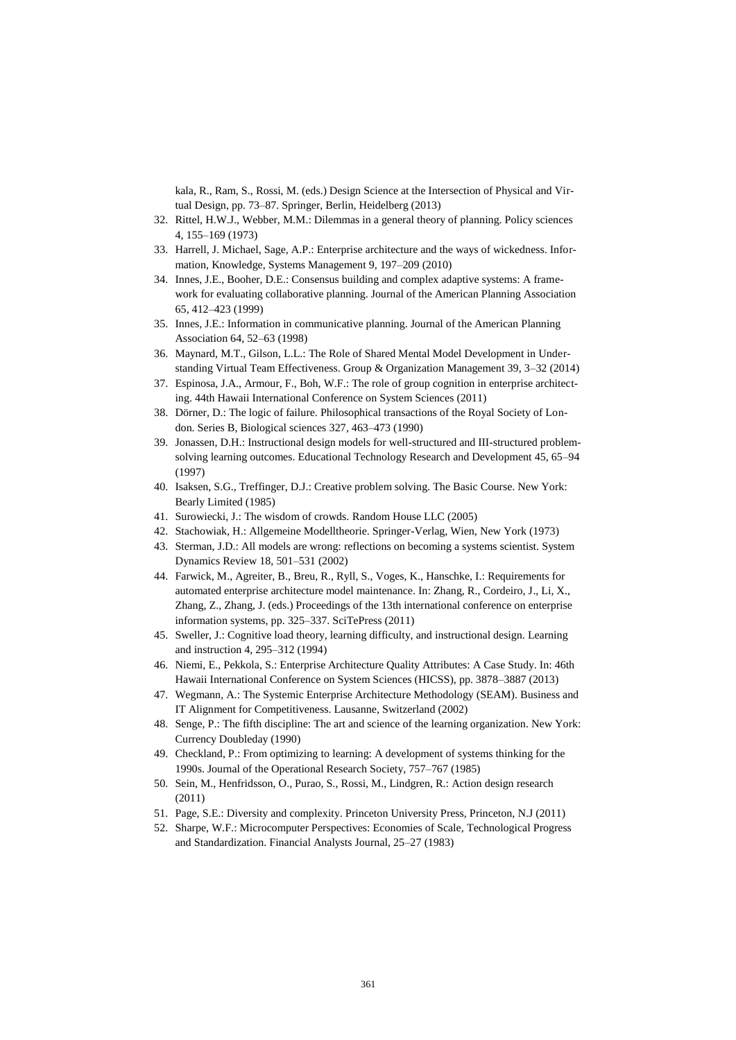kala, R., Ram, S., Rossi, M. (eds.) Design Science at the Intersection of Physical and Virtual Design, pp. 73–87. Springer, Berlin, Heidelberg (2013)

32. Rittel, H.W.J., Webber, M.M.: Dilemmas in a general theory of planning. Policy sciences 4, 155–169 (1973)
33. Harrell, J. Michael, Sage, A.P.: Enterprise architecture and the ways of wickedness. Information, Knowledge, Systems Management 9, 197–209 (2010)
34. Innes, J.E., Booher, D.E.: Consensus building and complex adaptive systems: A framework for evaluating collaborative planning. Journal of the American Planning Association 65, 412–423 (1999)
35. Innes, J.E.: Information in communicative planning. Journal of the American Planning Association 64, 52–63 (1998)
36. Maynard, M.T., Gilson, L.L.: The Role of Shared Mental Model Development in Understanding Virtual Team Effectiveness. Group & Organization Management 39, 3–32 (2014)
37. Espinosa, J.A., Armour, F., Boh, W.F.: The role of group cognition in enterprise architecting. 44th Hawaii International Conference on System Sciences (2011)
38. Dörner, D.: The logic of failure. Philosophical transactions of the Royal Society of London. Series B, Biological sciences 327, 463–473 (1990)
39. Jonassen, D.H.: Instructional design models for well-structured and III-structured problem-solving learning outcomes. Educational Technology Research and Development 45, 65–94 (1997)
40. Isaksen, S.G., Treffinger, D.J.: Creative problem solving. The Basic Course. New York: Bearly Limited (1985)
41. Surowiecki, J.: The wisdom of crowds. Random House LLC (2005)
42. Stachowiak, H.: Allgemeine Modelltheorie. Springer-Verlag, Wien, New York (1973)
43. Sterman, J.D.: All models are wrong: reflections on becoming a systems scientist. System Dynamics Review 18, 501–531 (2002)
44. Farwick, M., Agreiter, B., Breu, R., Ryll, S., Voges, K., Hanschke, I.: Requirements for automated enterprise architecture model maintenance. In: Zhang, R., Cordeiro, J., Li, X., Zhang, Z., Zhang, J. (eds.) Proceedings of the 13th international conference on enterprise information systems, pp. 325–337. SciTePress (2011)
45. Sweller, J.: Cognitive load theory, learning difficulty, and instructional design. Learning and instruction 4, 295–312 (1994)
46. Niemi, E., Pekkola, S.: Enterprise Architecture Quality Attributes: A Case Study. In: 46th Hawaii International Conference on System Sciences (HICSS), pp. 3878–3887 (2013)
47. Wegmann, A.: The Systemic Enterprise Architecture Methodology (SEAM). Business and IT Alignment for Competitiveness. Lausanne, Switzerland (2002)
48. Senge, P.: The fifth discipline: The art and science of the learning organization. New York: Currency Doubleday (1990)
49. Checkland, P.: From optimizing to learning: A development of systems thinking for the 1990s. Journal of the Operational Research Society, 757–767 (1985)
50. Sein, M., Henfridsson, O., Purao, S., Rossi, M., Lindgren, R.: Action design research (2011)
51. Page, S.E.: Diversity and complexity. Princeton University Press, Princeton, N.J (2011)
52. Sharpe, W.F.: Microcomputer Perspectives: Economies of Scale, Technological Progress and Standardization. Financial Analysts Journal, 25–27 (1983)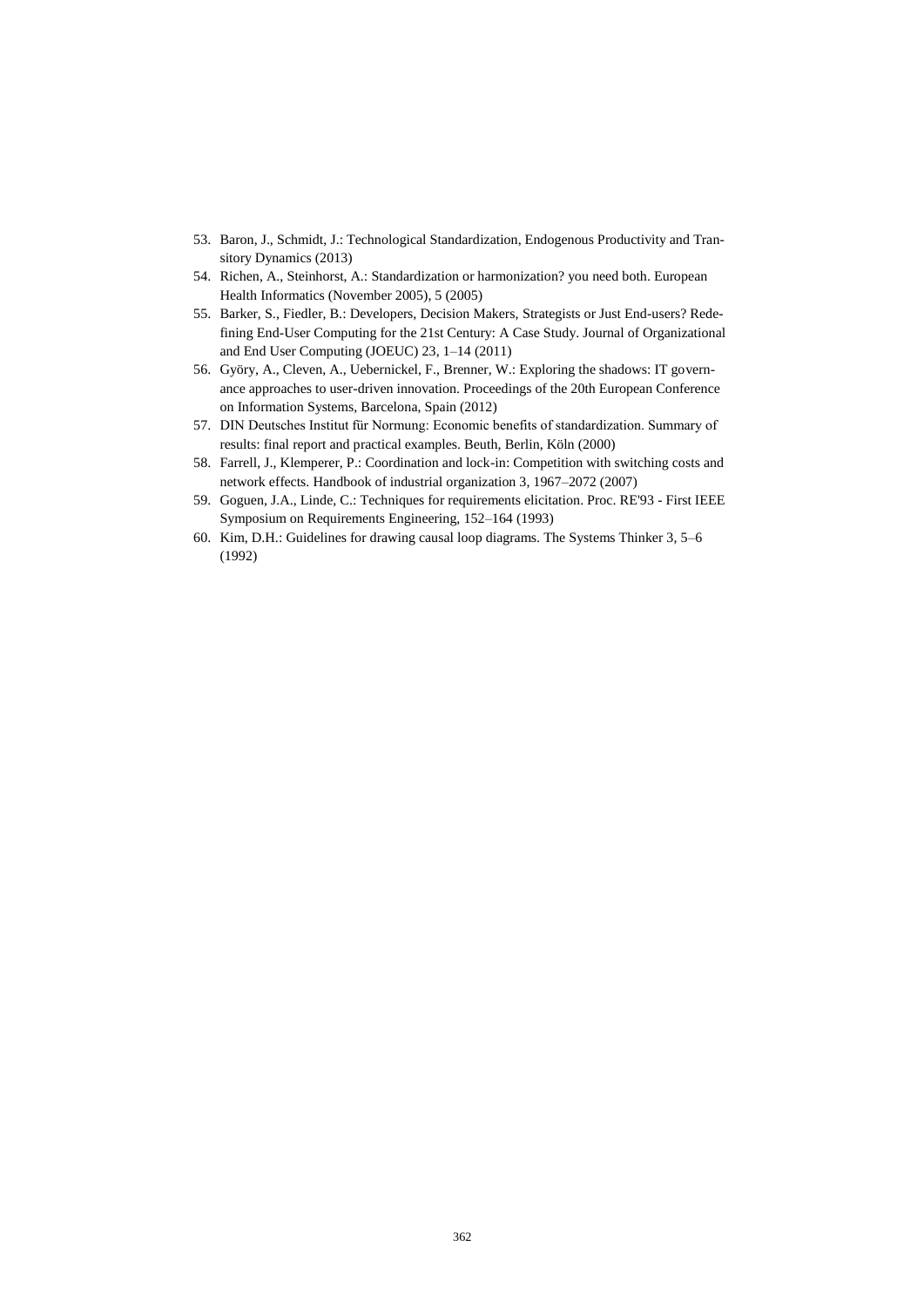53. Baron, J., Schmidt, J.: Technological Standardization, Endogenous Productivity and Transitory Dynamics (2013)
54. Richen, A., Steinhorst, A.: Standardization or harmonization? you need both. European Health Informatics (November 2005), 5 (2005)
55. Barker, S., Fiedler, B.: Developers, Decision Makers, Strategists or Just End-users? Redefining End-User Computing for the 21st Century: A Case Study. Journal of Organizational and End User Computing (JOEUC) 23, 1–14 (2011)
56. Györy, A., Cleven, A., Uebernickel, F., Brenner, W.: Exploring the shadows: IT governance approaches to user-driven innovation. Proceedings of the 20th European Conference on Information Systems, Barcelona, Spain (2012)
57. DIN Deutsches Institut für Normung: Economic benefits of standardization. Summary of results: final report and practical examples. Beuth, Berlin, Köln (2000)
58. Farrell, J., Klemperer, P.: Coordination and lock-in: Competition with switching costs and network effects. Handbook of industrial organization 3, 1967–2072 (2007)
59. Goguen, J.A., Linde, C.: Techniques for requirements elicitation. Proc. RE'93 - First IEEE Symposium on Requirements Engineering, 152–164 (1993)
60. Kim, D.H.: Guidelines for drawing causal loop diagrams. The Systems Thinker 3, 5–6 (1992)